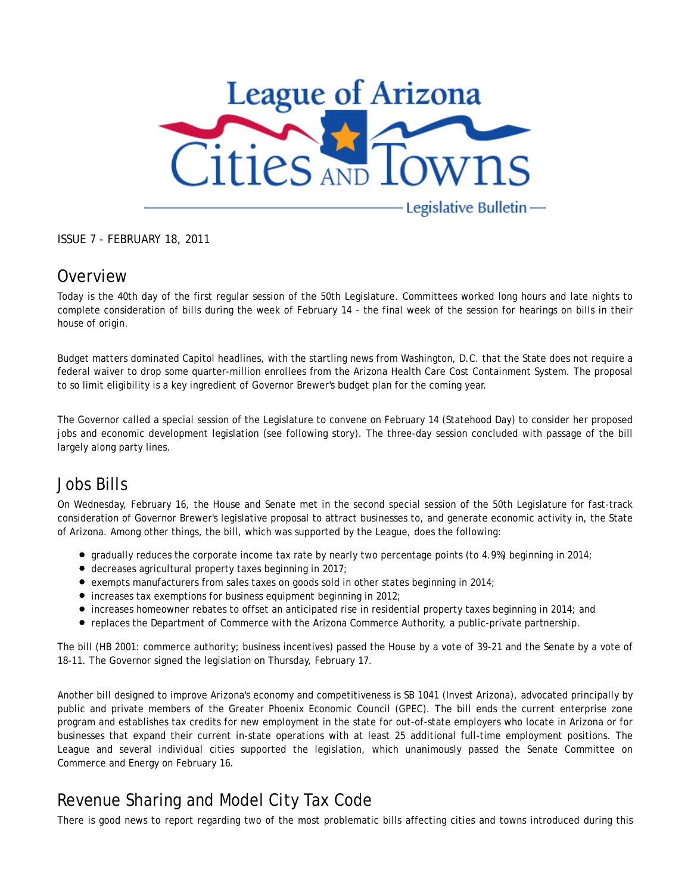# League of Arizona Cities and Towns

Legislative Bulletin

ISSUE 7 - FEBRUARY 18, 2011

## Overview

Today is the 40th day of the first regular session of the 50th Legislature. Committees worked long hours and late nights to complete consideration of bills during the week of February 14 - the final week of the session for hearings on bills in their house of origin.

Budget matters dominated Capitol headlines, with the startling news from Washington, D.C. that the State does not require a federal waiver to drop some quarter-million enrollees from the Arizona Health Care Cost Containment System. The proposal to so limit eligibility is a key ingredient of Governor Brewer's budget plan for the coming year.

The Governor called a special session of the Legislature to convene on February 14 (Statehood Day) to consider her proposed jobs and economic development legislation (see following story). The three-day session concluded with passage of the bill largely along party lines.

## Jobs Bills

On Wednesday, February 16, the House and Senate met in the second special session of the 50th Legislature for fast-track consideration of Governor Brewer's legislative proposal to attract businesses to, and generate economic activity in, the State of Arizona. Among other things, the bill, which was supported by the League, does the following:

- gradually reduces the corporate income tax rate by nearly two percentage points (to 4.9%) beginning in 2014;
- decreases agricultural property taxes beginning in 2017;
- exempts manufacturers from sales taxes on goods sold in other states beginning in 2014;
- increases tax exemptions for business equipment beginning in 2012;
- increases homeowner rebates to offset an anticipated rise in residential property taxes beginning in 2014; and
- replaces the Department of Commerce with the Arizona Commerce Authority, a public-private partnership.

The bill (HB 2001: commerce authority; business incentives) passed the House by a vote of 39-21 and the Senate by a vote of 18-11. The Governor signed the legislation on Thursday, February 17.

Another bill designed to improve Arizona's economy and competitiveness is SB 1041 (Invest Arizona), advocated principally by public and private members of the Greater Phoenix Economic Council (GPEC). The bill ends the current enterprise zone program and establishes tax credits for new employment in the state for out-of-state employers who locate in Arizona or for businesses that expand their current in-state operations with at least 25 additional full-time employment positions. The League and several individual cities supported the legislation, which unanimously passed the Senate Committee on Commerce and Energy on February 16.

## Revenue Sharing and Model City Tax Code

There is good news to report regarding two of the most problematic bills affecting cities and towns introduced during this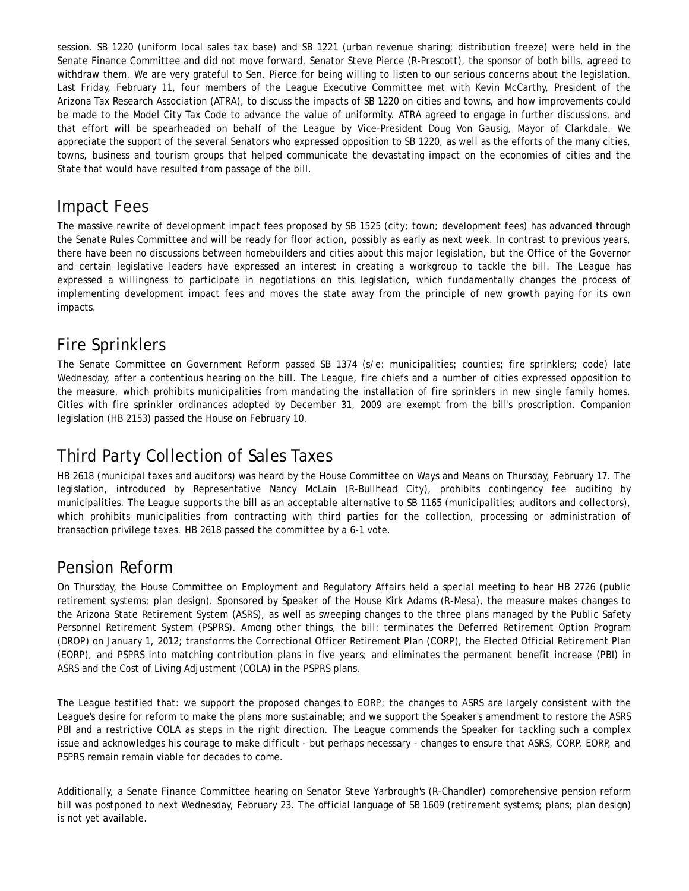session. SB 1220 (uniform local sales tax base) and SB 1221 (urban revenue sharing; distribution freeze) were held in the Senate Finance Committee and did not move forward. Senator Steve Pierce (R-Prescott), the sponsor of both bills, agreed to withdraw them. We are very grateful to Sen. Pierce for being willing to listen to our serious concerns about the legislation. Last Friday, February 11, four members of the League Executive Committee met with Kevin McCarthy, President of the Arizona Tax Research Association (ATRA), to discuss the impacts of SB 1220 on cities and towns, and how improvements could be made to the Model City Tax Code to advance the value of uniformity. ATRA agreed to engage in further discussions, and that effort will be spearheaded on behalf of the League by Vice-President Doug Von Gausig, Mayor of Clarkdale. We appreciate the support of the several Senators who expressed opposition to SB 1220, as well as the efforts of the many cities, towns, business and tourism groups that helped communicate the devastating impact on the economies of cities and the State that would have resulted from passage of the bill.

## Impact Fees

The massive rewrite of development impact fees proposed by SB 1525 (city; town; development fees) has advanced through the Senate Rules Committee and will be ready for floor action, possibly as early as next week. In contrast to previous years, there have been no discussions between homebuilders and cities about this major legislation, but the Office of the Governor and certain legislative leaders have expressed an interest in creating a workgroup to tackle the bill. The League has expressed a willingness to participate in negotiations on this legislation, which fundamentally changes the process of implementing development impact fees and moves the state away from the principle of new growth paying for its own impacts.

## Fire Sprinklers

The Senate Committee on Government Reform passed SB 1374 (s/e: municipalities; counties; fire sprinklers; code) late Wednesday, after a contentious hearing on the bill. The League, fire chiefs and a number of cities expressed opposition to the measure, which prohibits municipalities from mandating the installation of fire sprinklers in new single family homes. Cities with fire sprinkler ordinances adopted by December 31, 2009 are exempt from the bill's proscription. Companion legislation (HB 2153) passed the House on February 10.

## Third Party Collection of Sales Taxes

HB 2618 (municipal taxes and auditors) was heard by the House Committee on Ways and Means on Thursday, February 17. The legislation, introduced by Representative Nancy McLain (R-Bullhead City), prohibits contingency fee auditing by municipalities. The League supports the bill as an acceptable alternative to SB 1165 (municipalities; auditors and collectors), which prohibits municipalities from contracting with third parties for the collection, processing or administration of transaction privilege taxes. HB 2618 passed the committee by a 6-1 vote.

## Pension Reform

On Thursday, the House Committee on Employment and Regulatory Affairs held a special meeting to hear HB 2726 (public retirement systems; plan design). Sponsored by Speaker of the House Kirk Adams (R-Mesa), the measure makes changes to the Arizona State Retirement System (ASRS), as well as sweeping changes to the three plans managed by the Public Safety Personnel Retirement System (PSPRS). Among other things, the bill: terminates the Deferred Retirement Option Program (DROP) on January 1, 2012; transforms the Correctional Officer Retirement Plan (CORP), the Elected Official Retirement Plan (EORP), and PSPRS into matching contribution plans in five years; and eliminates the permanent benefit increase (PBI) in ASRS and the Cost of Living Adjustment (COLA) in the PSPRS plans.

The League testified that: we support the proposed changes to EORP; the changes to ASRS are largely consistent with the League's desire for reform to make the plans more sustainable; and we support the Speaker's amendment to restore the ASRS PBI and a restrictive COLA as steps in the right direction. The League commends the Speaker for tackling such a complex issue and acknowledges his courage to make difficult - but perhaps necessary - changes to ensure that ASRS, CORP, EORP, and PSPRS remain remain viable for decades to come.

Additionally, a Senate Finance Committee hearing on Senator Steve Yarbrough's (R-Chandler) comprehensive pension reform bill was postponed to next Wednesday, February 23. The official language of SB 1609 (retirement systems; plans; plan design) is not yet available.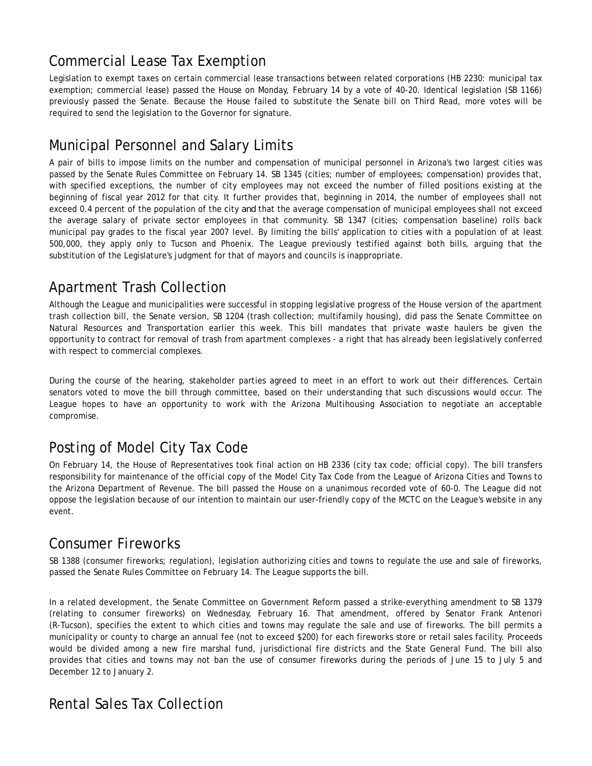## Commercial Lease Tax Exemption

Legislation to exempt taxes on certain commercial lease transactions between related corporations (HB 2230: municipal tax exemption; commercial lease) passed the House on Monday, February 14 by a vote of 40-20. Identical legislation (SB 1166) previously passed the Senate. Because the House failed to substitute the Senate bill on Third Read, more votes will be required to send the legislation to the Governor for signature.

## Municipal Personnel and Salary Limits

A pair of bills to impose limits on the number and compensation of municipal personnel in Arizona's two largest cities was passed by the Senate Rules Committee on February 14. SB 1345 (cities; number of employees; compensation) provides that, with specified exceptions, the number of city employees may not exceed the number of filled positions existing at the beginning of fiscal year 2012 for that city. It further provides that, beginning in 2014, the number of employees shall not exceed 0.4 percent of the population of the city and that the average compensation of municipal employees shall not exceed the average salary of private sector employees in that community. SB 1347 (cities; compensation baseline) rolls back municipal pay grades to the fiscal year 2007 level. By limiting the bills' application to cities with a population of at least 500,000, they apply only to Tucson and Phoenix. The League previously testified against both bills, arguing that the substitution of the Legislature's judgment for that of mayors and councils is inappropriate.

## Apartment Trash Collection

Although the League and municipalities were successful in stopping legislative progress of the House version of the apartment trash collection bill, the Senate version, SB 1204 (trash collection; multifamily housing), did pass the Senate Committee on Natural Resources and Transportation earlier this week. This bill mandates that private waste haulers be given the opportunity to contract for removal of trash from apartment complexes - a right that has already been legislatively conferred with respect to commercial complexes.

During the course of the hearing, stakeholder parties agreed to meet in an effort to work out their differences. Certain senators voted to move the bill through committee, based on their understanding that such discussions would occur. The League hopes to have an opportunity to work with the Arizona Multihousing Association to negotiate an acceptable compromise.

## Posting of Model City Tax Code

On February 14, the House of Representatives took final action on HB 2336 (city tax code; official copy). The bill transfers responsibility for maintenance of the official copy of the Model City Tax Code from the League of Arizona Cities and Towns to the Arizona Department of Revenue. The bill passed the House on a unanimous recorded vote of 60-0. The League did not oppose the legislation because of our intention to maintain our user-friendly copy of the MCTC on the League's website in any event.

## Consumer Fireworks

SB 1388 (consumer fireworks; regulation), legislation authorizing cities and towns to regulate the use and sale of fireworks, passed the Senate Rules Committee on February 14. The League supports the bill.

In a related development, the Senate Committee on Government Reform passed a strike-everything amendment to SB 1379 (relating to consumer fireworks) on Wednesday, February 16. That amendment, offered by Senator Frank Antenori (R-Tucson), specifies the extent to which cities and towns may regulate the sale and use of fireworks. The bill permits a municipality or county to charge an annual fee (not to exceed $200) for each fireworks store or retail sales facility. Proceeds would be divided among a new fire marshal fund, jurisdictional fire districts and the State General Fund. The bill also provides that cities and towns may not ban the use of consumer fireworks during the periods of June 15 to July 5 and December 12 to January 2.

## Rental Sales Tax Collection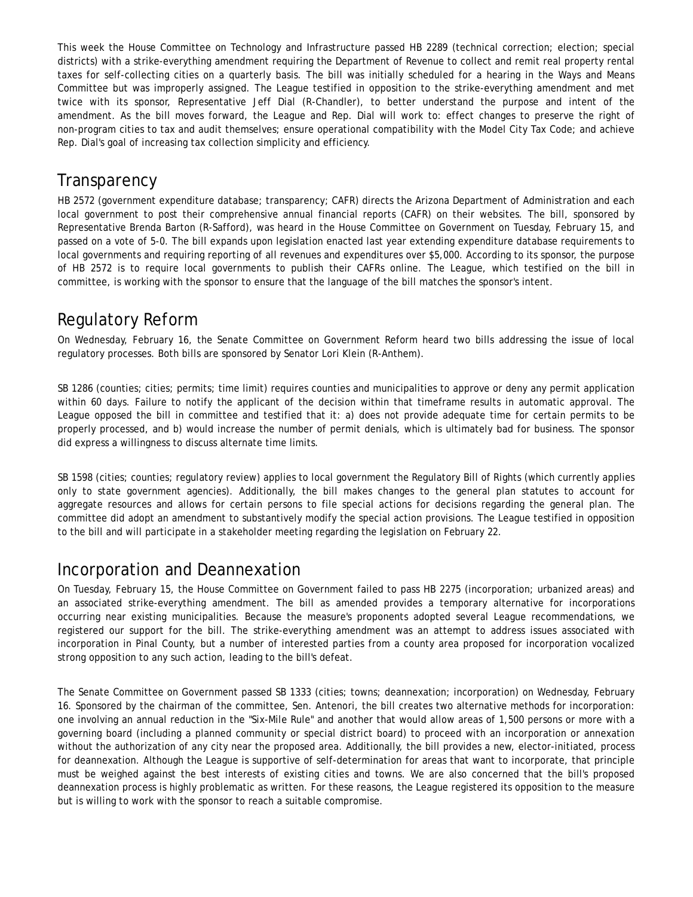This week the House Committee on Technology and Infrastructure passed HB 2289 (technical correction; election; special districts) with a strike-everything amendment requiring the Department of Revenue to collect and remit real property rental taxes for self-collecting cities on a quarterly basis. The bill was initially scheduled for a hearing in the Ways and Means Committee but was improperly assigned. The League testified in opposition to the strike-everything amendment and met twice with its sponsor, Representative Jeff Dial (R-Chandler), to better understand the purpose and intent of the amendment. As the bill moves forward, the League and Rep. Dial will work to: effect changes to preserve the right of non-program cities to tax and audit themselves; ensure operational compatibility with the Model City Tax Code; and achieve Rep. Dial's goal of increasing tax collection simplicity and efficiency.

## Transparency

HB 2572 (government expenditure database; transparency; CAFR) directs the Arizona Department of Administration and each local government to post their comprehensive annual financial reports (CAFR) on their websites. The bill, sponsored by Representative Brenda Barton (R-Safford), was heard in the House Committee on Government on Tuesday, February 15, and passed on a vote of 5-0. The bill expands upon legislation enacted last year extending expenditure database requirements to local governments and requiring reporting of all revenues and expenditures over $5,000. According to its sponsor, the purpose of HB 2572 is to require local governments to publish their CAFRs online. The League, which testified on the bill in committee, is working with the sponsor to ensure that the language of the bill matches the sponsor's intent.

## Regulatory Reform

On Wednesday, February 16, the Senate Committee on Government Reform heard two bills addressing the issue of local regulatory processes. Both bills are sponsored by Senator Lori Klein (R-Anthem).

SB 1286 (counties; cities; permits; time limit) requires counties and municipalities to approve or deny any permit application within 60 days. Failure to notify the applicant of the decision within that timeframe results in automatic approval. The League opposed the bill in committee and testified that it: a) does not provide adequate time for certain permits to be properly processed, and b) would increase the number of permit denials, which is ultimately bad for business. The sponsor did express a willingness to discuss alternate time limits.

SB 1598 (cities; counties; regulatory review) applies to local government the Regulatory Bill of Rights (which currently applies only to state government agencies). Additionally, the bill makes changes to the general plan statutes to account for aggregate resources and allows for certain persons to file special actions for decisions regarding the general plan. The committee did adopt an amendment to substantively modify the special action provisions. The League testified in opposition to the bill and will participate in a stakeholder meeting regarding the legislation on February 22.

## Incorporation and Deannexation

On Tuesday, February 15, the House Committee on Government failed to pass HB 2275 (incorporation; urbanized areas) and an associated strike-everything amendment. The bill as amended provides a temporary alternative for incorporations occurring near existing municipalities. Because the measure's proponents adopted several League recommendations, we registered our support for the bill. The strike-everything amendment was an attempt to address issues associated with incorporation in Pinal County, but a number of interested parties from a county area proposed for incorporation vocalized strong opposition to any such action, leading to the bill's defeat.

The Senate Committee on Government passed SB 1333 (cities; towns; deannexation; incorporation) on Wednesday, February 16. Sponsored by the chairman of the committee, Sen. Antenori, the bill creates two alternative methods for incorporation: one involving an annual reduction in the "Six-Mile Rule" and another that would allow areas of 1,500 persons or more with a governing board (including a planned community or special district board) to proceed with an incorporation or annexation without the authorization of any city near the proposed area. Additionally, the bill provides a new, elector-initiated, process for deannexation. Although the League is supportive of self-determination for areas that want to incorporate, that principle must be weighed against the best interests of existing cities and towns. We are also concerned that the bill's proposed deannexation process is highly problematic as written. For these reasons, the League registered its opposition to the measure but is willing to work with the sponsor to reach a suitable compromise.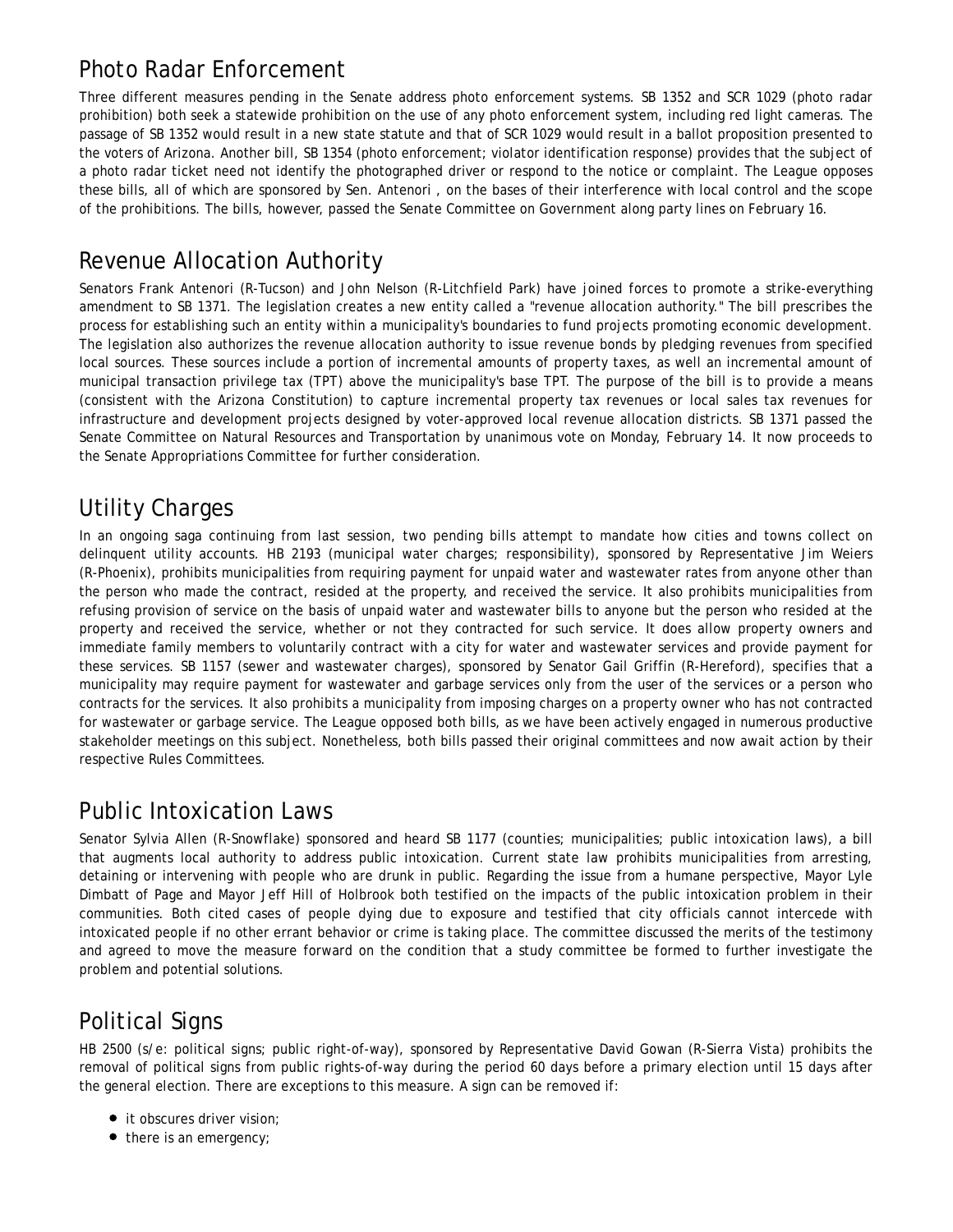## Photo Radar Enforcement

Three different measures pending in the Senate address photo enforcement systems. SB 1352 and SCR 1029 (photo radar prohibition) both seek a statewide prohibition on the use of any photo enforcement system, including red light cameras. The passage of SB 1352 would result in a new state statute and that of SCR 1029 would result in a ballot proposition presented to the voters of Arizona. Another bill, SB 1354 (photo enforcement; violator identification response) provides that the subject of a photo radar ticket need not identify the photographed driver or respond to the notice or complaint. The League opposes these bills, all of which are sponsored by Sen. Antenori , on the bases of their interference with local control and the scope of the prohibitions. The bills, however, passed the Senate Committee on Government along party lines on February 16.

## Revenue Allocation Authority

Senators Frank Antenori (R-Tucson) and John Nelson (R-Litchfield Park) have joined forces to promote a strike-everything amendment to SB 1371. The legislation creates a new entity called a "revenue allocation authority." The bill prescribes the process for establishing such an entity within a municipality's boundaries to fund projects promoting economic development. The legislation also authorizes the revenue allocation authority to issue revenue bonds by pledging revenues from specified local sources. These sources include a portion of incremental amounts of property taxes, as well an incremental amount of municipal transaction privilege tax (TPT) above the municipality's base TPT. The purpose of the bill is to provide a means (consistent with the Arizona Constitution) to capture incremental property tax revenues or local sales tax revenues for infrastructure and development projects designed by voter-approved local revenue allocation districts. SB 1371 passed the Senate Committee on Natural Resources and Transportation by unanimous vote on Monday, February 14. It now proceeds to the Senate Appropriations Committee for further consideration.

## Utility Charges

In an ongoing saga continuing from last session, two pending bills attempt to mandate how cities and towns collect on delinquent utility accounts. HB 2193 (municipal water charges; responsibility), sponsored by Representative Jim Weiers (R-Phoenix), prohibits municipalities from requiring payment for unpaid water and wastewater rates from anyone other than the person who made the contract, resided at the property, and received the service. It also prohibits municipalities from refusing provision of service on the basis of unpaid water and wastewater bills to anyone but the person who resided at the property and received the service, whether or not they contracted for such service. It does allow property owners and immediate family members to voluntarily contract with a city for water and wastewater services and provide payment for these services. SB 1157 (sewer and wastewater charges), sponsored by Senator Gail Griffin (R-Hereford), specifies that a municipality may require payment for wastewater and garbage services only from the user of the services or a person who contracts for the services. It also prohibits a municipality from imposing charges on a property owner who has not contracted for wastewater or garbage service. The League opposed both bills, as we have been actively engaged in numerous productive stakeholder meetings on this subject. Nonetheless, both bills passed their original committees and now await action by their respective Rules Committees.

## Public Intoxication Laws

Senator Sylvia Allen (R-Snowflake) sponsored and heard SB 1177 (counties; municipalities; public intoxication laws), a bill that augments local authority to address public intoxication. Current state law prohibits municipalities from arresting, detaining or intervening with people who are drunk in public. Regarding the issue from a humane perspective, Mayor Lyle Dimbatt of Page and Mayor Jeff Hill of Holbrook both testified on the impacts of the public intoxication problem in their communities. Both cited cases of people dying due to exposure and testified that city officials cannot intercede with intoxicated people if no other errant behavior or crime is taking place. The committee discussed the merits of the testimony and agreed to move the measure forward on the condition that a study committee be formed to further investigate the problem and potential solutions.

## Political Signs

HB 2500 (s/e: political signs; public right-of-way), sponsored by Representative David Gowan (R-Sierra Vista) prohibits the removal of political signs from public rights-of-way during the period 60 days before a primary election until 15 days after the general election. There are exceptions to this measure. A sign can be removed if:

- it obscures driver vision;
- there is an emergency;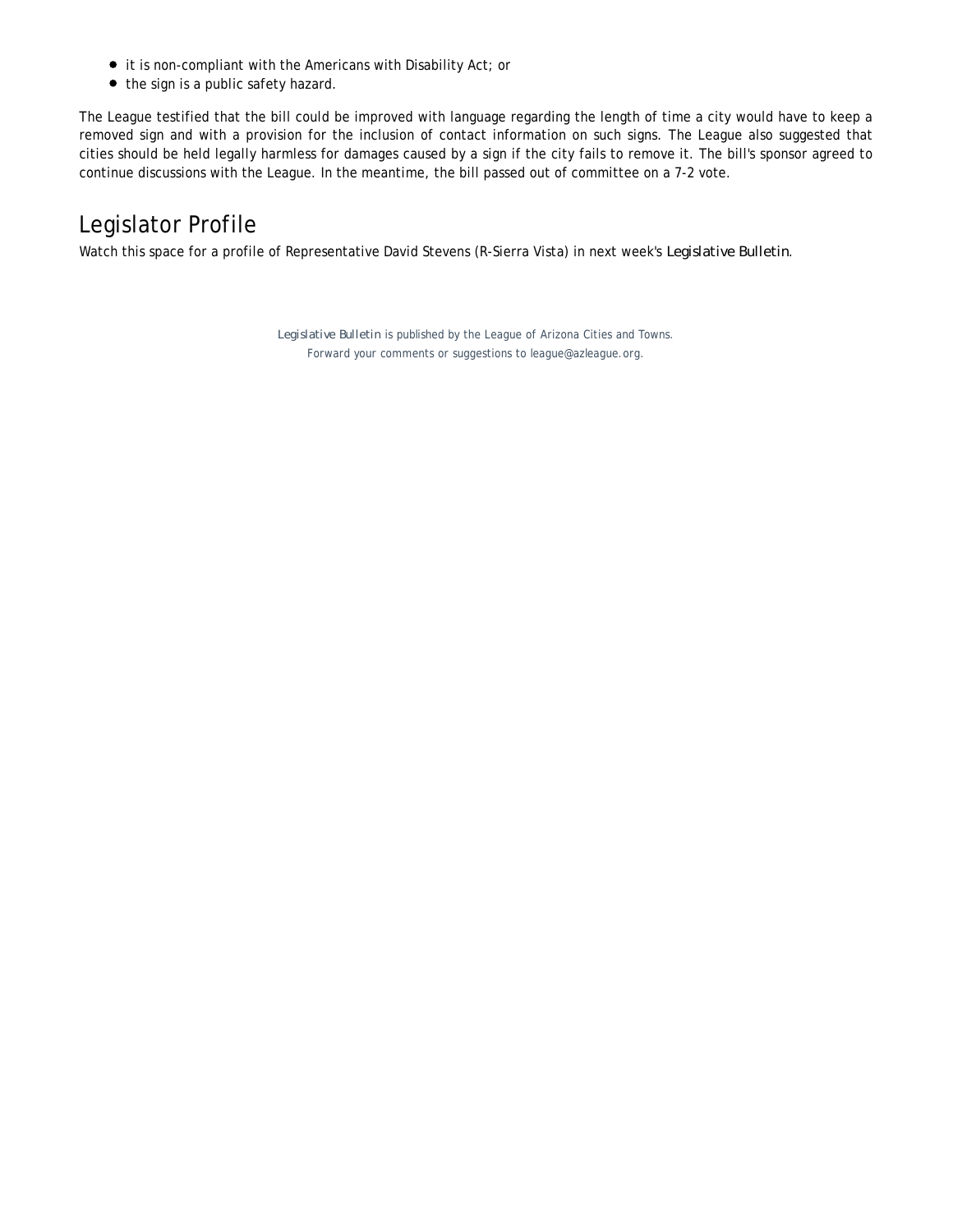- it is non-compliant with the Americans with Disability Act; or
- the sign is a public safety hazard.

The League testified that the bill could be improved with language regarding the length of time a city would have to keep a removed sign and with a provision for the inclusion of contact information on such signs. The League also suggested that cities should be held legally harmless for damages caused by a sign if the city fails to remove it. The bill's sponsor agreed to continue discussions with the League. In the meantime, the bill passed out of committee on a 7-2 vote.

## Legislator Profile

Watch this space for a profile of Representative David Stevens (R-Sierra Vista) in next week's *Legislative Bulletin*.

*Legislative Bulletin* is published by the League of Arizona Cities and Towns.
Forward your comments or suggestions to league@azleague.org.